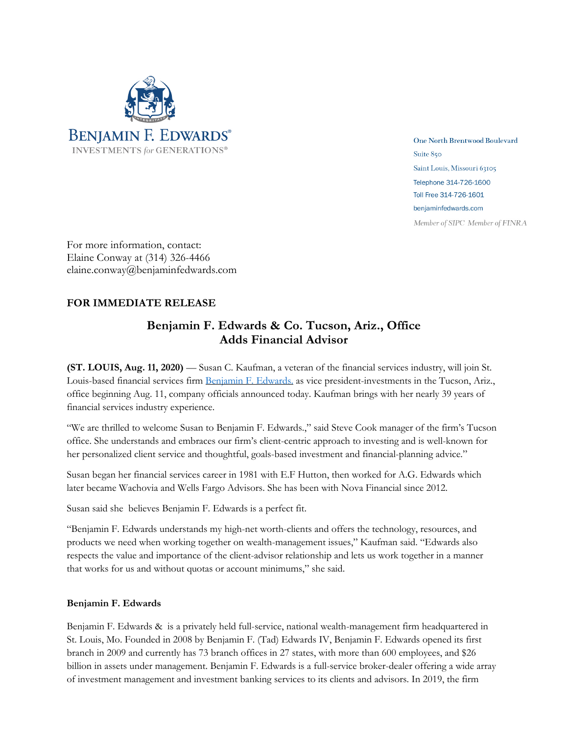BENJAMIN F. EDWARDS®
INVESTMENTS *for* GENERATIONS®

One North Brentwood Boulevard
Suite 850
Saint Louis, Missouri 63105
Telephone 314-726-1600
Toll Free 314-726-1601
benjaminfedwards.com
*Member of SIPC Member of FINRA*

For more information, contact:
Elaine Conway at (314) 326-4466
elaine.conway@benjaminfedwards.com

**FOR IMMEDIATE RELEASE**

## Benjamin F. Edwards & Co. Tucson, Ariz., Office Adds Financial Advisor

**(ST. LOUIS, Aug. 11, 2020)** — Susan C. Kaufman, a veteran of the financial services industry, will join St. Louis-based financial services firm Benjamin F. Edwards. as vice president-investments in the Tucson, Ariz., office beginning Aug. 11, company officials announced today. Kaufman brings with her nearly 39 years of financial services industry experience.

"We are thrilled to welcome Susan to Benjamin F. Edwards.," said Steve Cook manager of the firm's Tucson office. She understands and embraces our firm's client-centric approach to investing and is well-known for her personalized client service and thoughtful, goals-based investment and financial-planning advice."

Susan began her financial services career in 1981 with E.F Hutton, then worked for A.G. Edwards which later became Wachovia and Wells Fargo Advisors. She has been with Nova Financial since 2012.

Susan said she believes Benjamin F. Edwards is a perfect fit.

"Benjamin F. Edwards understands my high-net worth-clients and offers the technology, resources, and products we need when working together on wealth-management issues," Kaufman said. "Edwards also respects the value and importance of the client-advisor relationship and lets us work together in a manner that works for us and without quotas or account minimums," she said.

**Benjamin F. Edwards**

Benjamin F. Edwards & is a privately held full-service, national wealth-management firm headquartered in St. Louis, Mo. Founded in 2008 by Benjamin F. (Tad) Edwards IV, Benjamin F. Edwards opened its first branch in 2009 and currently has 73 branch offices in 27 states, with more than 600 employees, and $26 billion in assets under management. Benjamin F. Edwards is a full-service broker-dealer offering a wide array of investment management and investment banking services to its clients and advisors. In 2019, the firm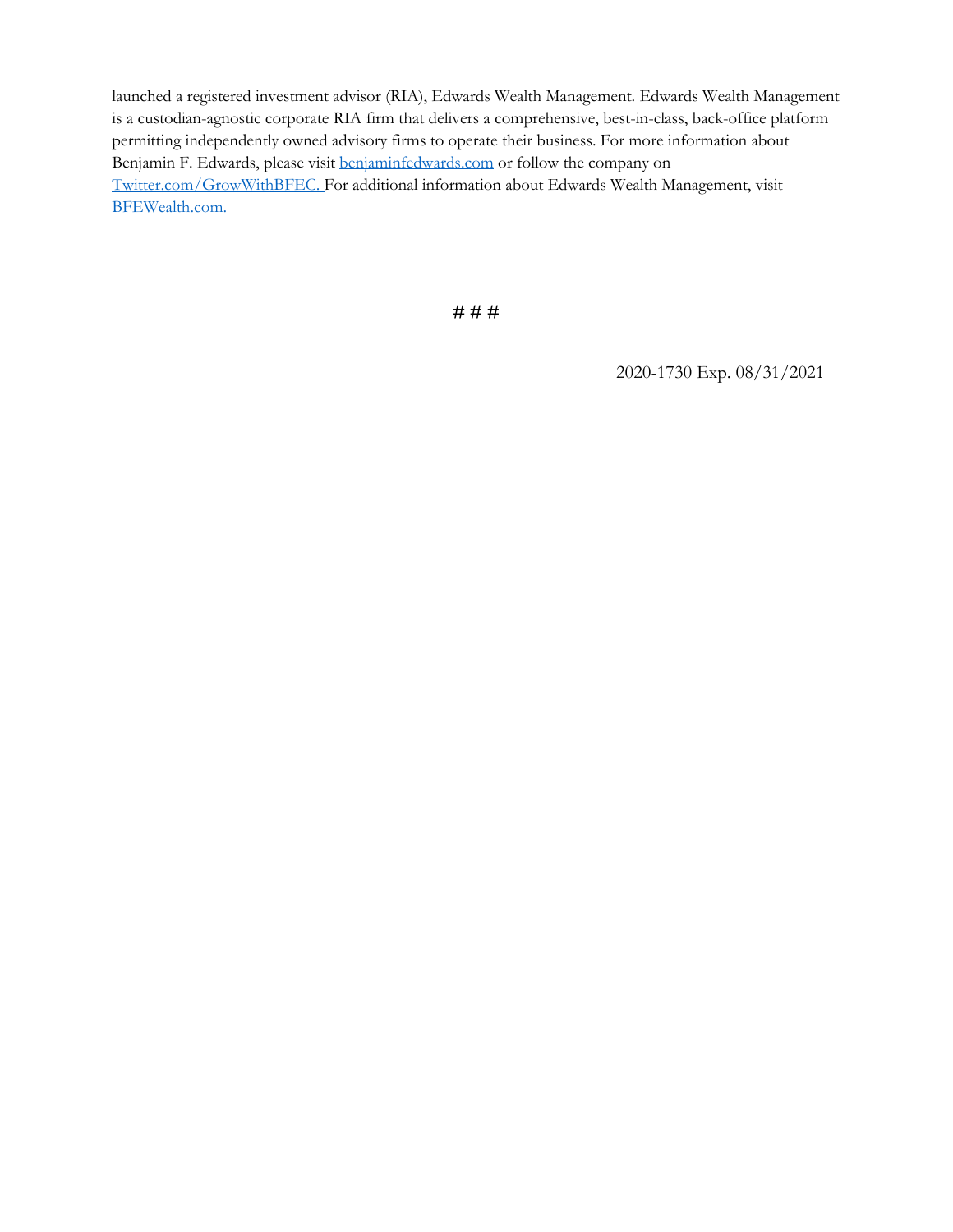launched a registered investment advisor (RIA), Edwards Wealth Management. Edwards Wealth Management is a custodian-agnostic corporate RIA firm that delivers a comprehensive, best-in-class, back-office platform permitting independently owned advisory firms to operate their business. For more information about Benjamin F. Edwards, please visit benjaminfedwards.com or follow the company on Twitter.com/GrowWithBFEC. For additional information about Edwards Wealth Management, visit BFEWealth.com.

# # #

2020-1730 Exp. 08/31/2021